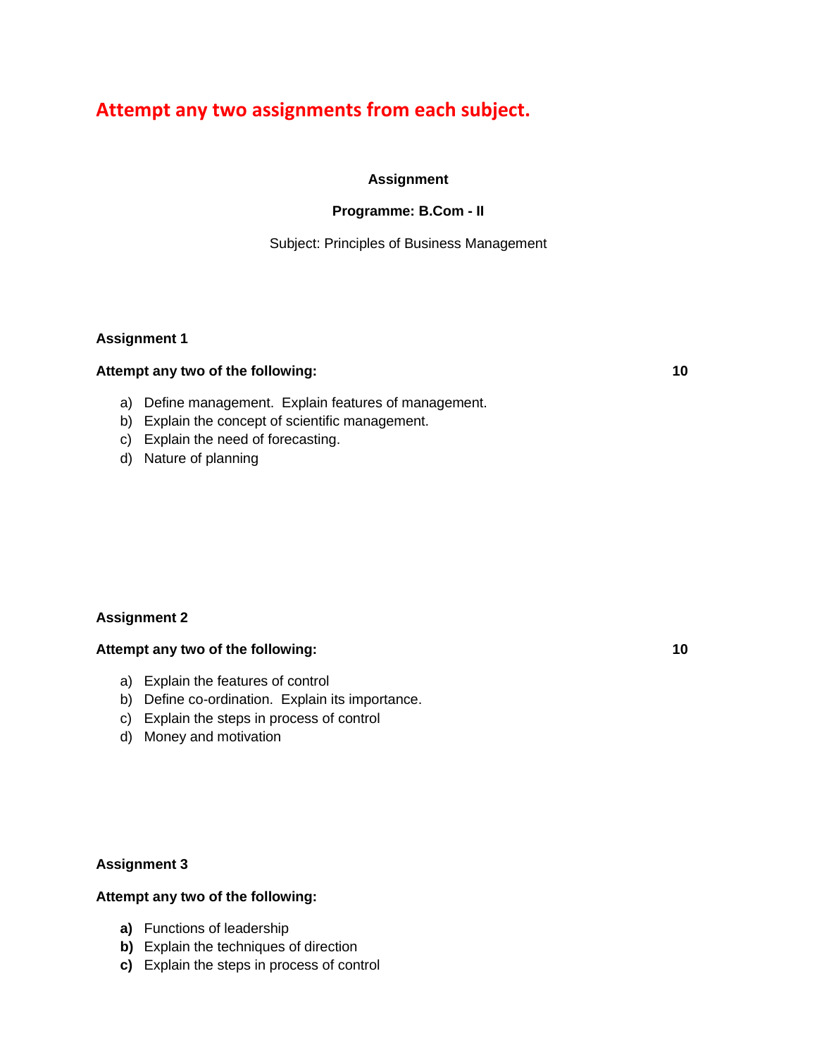# Attempt any two assignments from each subject.

**Assignment**

**Programme: B.Com - II**

Subject: Principles of Business Management

**Assignment 1**

**Attempt any two of the following:** **10**

a) Define management. Explain features of management.
b) Explain the concept of scientific management.
c) Explain the need of forecasting.
d) Nature of planning

**Assignment 2**

**Attempt any two of the following:** **10**

a) Explain the features of control
b) Define co-ordination. Explain its importance.
c) Explain the steps in process of control
d) Money and motivation

**Assignment 3**

**Attempt any two of the following:**

**a)** Functions of leadership
**b)** Explain the techniques of direction
**c)** Explain the steps in process of control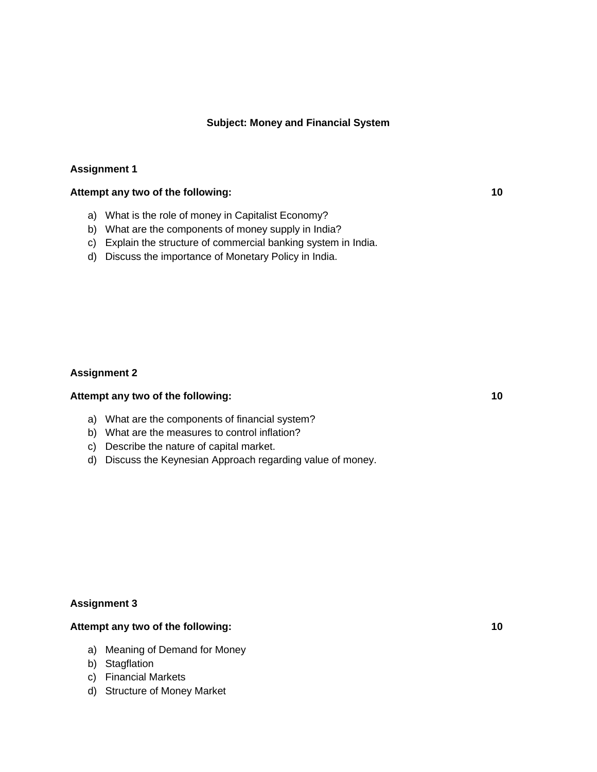**Subject: Money and Financial System**

**Assignment 1**

**Attempt any two of the following: 10**

a) What is the role of money in Capitalist Economy?
b) What are the components of money supply in India?
c) Explain the structure of commercial banking system in India.
d) Discuss the importance of Monetary Policy in India.

**Assignment 2**

**Attempt any two of the following: 10**

a) What are the components of financial system?
b) What are the measures to control inflation?
c) Describe the nature of capital market.
d) Discuss the Keynesian Approach regarding value of money.

**Assignment 3**

**Attempt any two of the following: 10**

a) Meaning of Demand for Money
b) Stagflation
c) Financial Markets
d) Structure of Money Market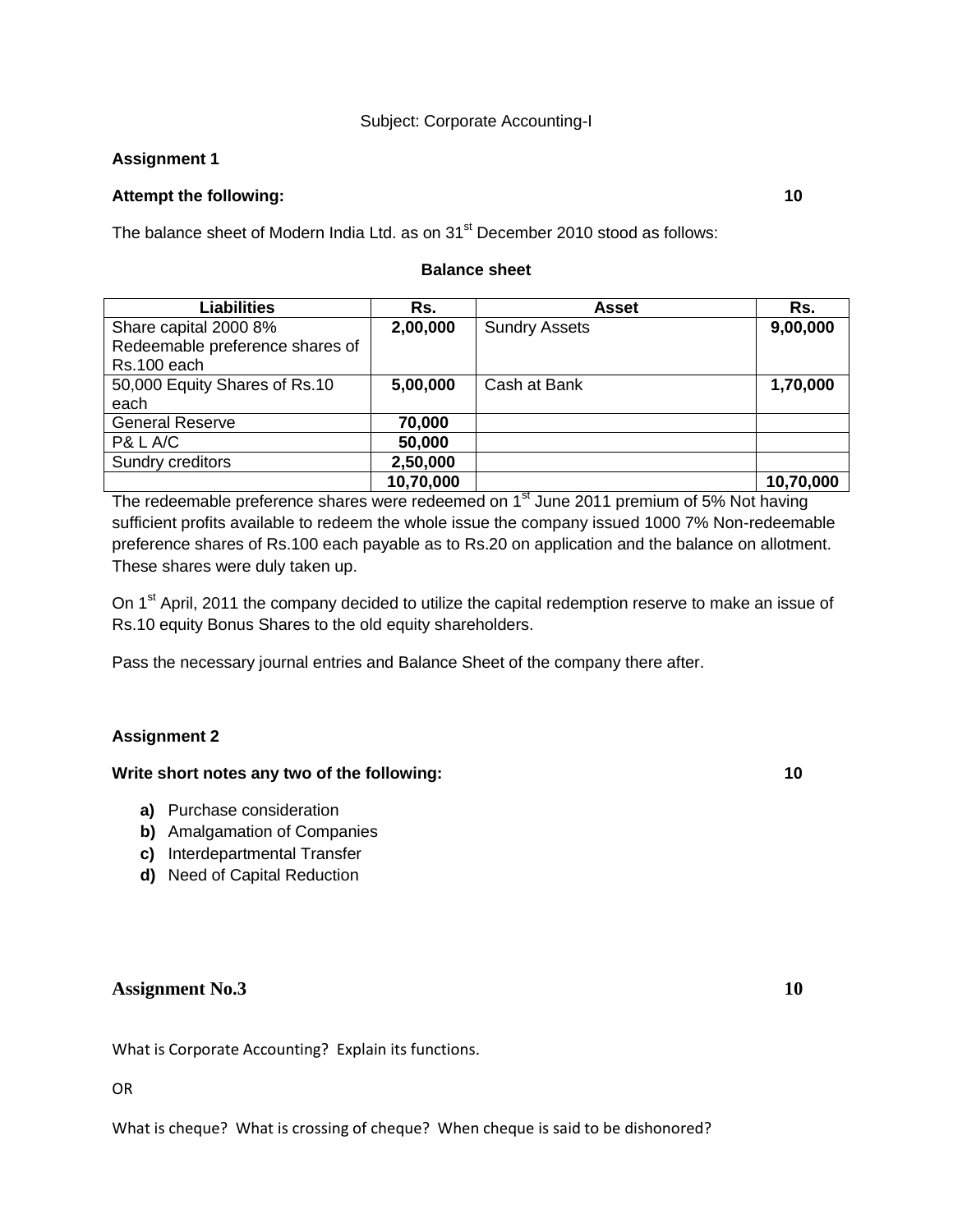Subject: Corporate Accounting-I

**Assignment 1**

**Attempt the following:** **10**

The balance sheet of Modern India Ltd. as on 31st December 2010 stood as follows:

**Balance sheet**

| Liabilities | Rs. | Asset | Rs. |
|---|---|---|---|
| Share capital 2000 8% Redeemable preference shares of Rs.100 each | **2,00,000** | Sundry Assets | **9,00,000** |
| 50,000 Equity Shares of Rs.10 each | **5,00,000** | Cash at Bank | **1,70,000** |
| General Reserve | **70,000** | | |
| P& L A/C | **50,000** | | |
| Sundry creditors | **2,50,000** | | |
| | **10,70,000** | | **10,70,000** |

The redeemable preference shares were redeemed on 1st June 2011 premium of 5% Not having sufficient profits available to redeem the whole issue the company issued 1000 7% Non-redeemable preference shares of Rs.100 each payable as to Rs.20 on application and the balance on allotment. These shares were duly taken up.

On 1st April, 2011 the company decided to utilize the capital redemption reserve to make an issue of Rs.10 equity Bonus Shares to the old equity shareholders.

Pass the necessary journal entries and Balance Sheet of the company there after.

**Assignment 2**

**Write short notes any two of the following:** **10**

- **a)** Purchase consideration
- **b)** Amalgamation of Companies
- **c)** Interdepartmental Transfer
- **d)** Need of Capital Reduction

## Assignment No.3 **10**

What is Corporate Accounting? Explain its functions.

OR

What is cheque? What is crossing of cheque? When cheque is said to be dishonored?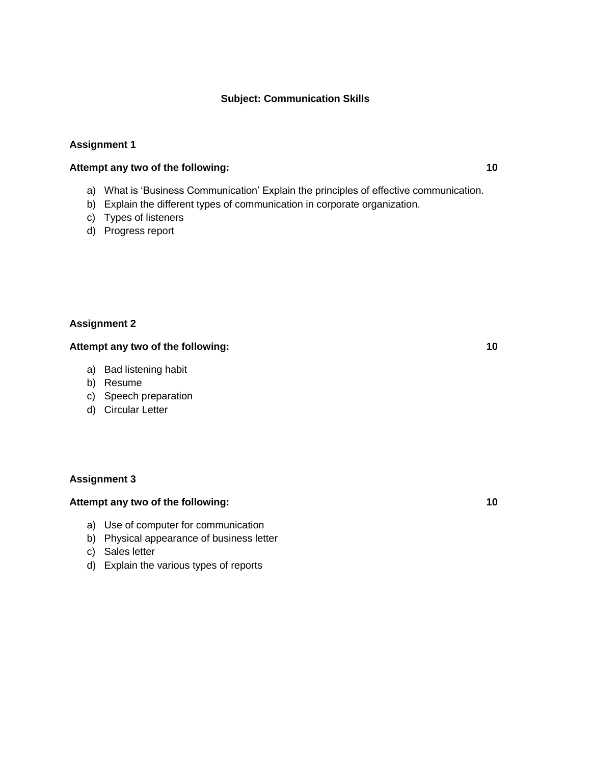**Subject: Communication Skills**

**Assignment 1**

**Attempt any two of the following: 10**

a) What is 'Business Communication' Explain the principles of effective communication.
b) Explain the different types of communication in corporate organization.
c) Types of listeners
d) Progress report

**Assignment 2**

**Attempt any two of the following: 10**

a) Bad listening habit
b) Resume
c) Speech preparation
d) Circular Letter

**Assignment 3**

**Attempt any two of the following: 10**

a) Use of computer for communication
b) Physical appearance of business letter
c) Sales letter
d) Explain the various types of reports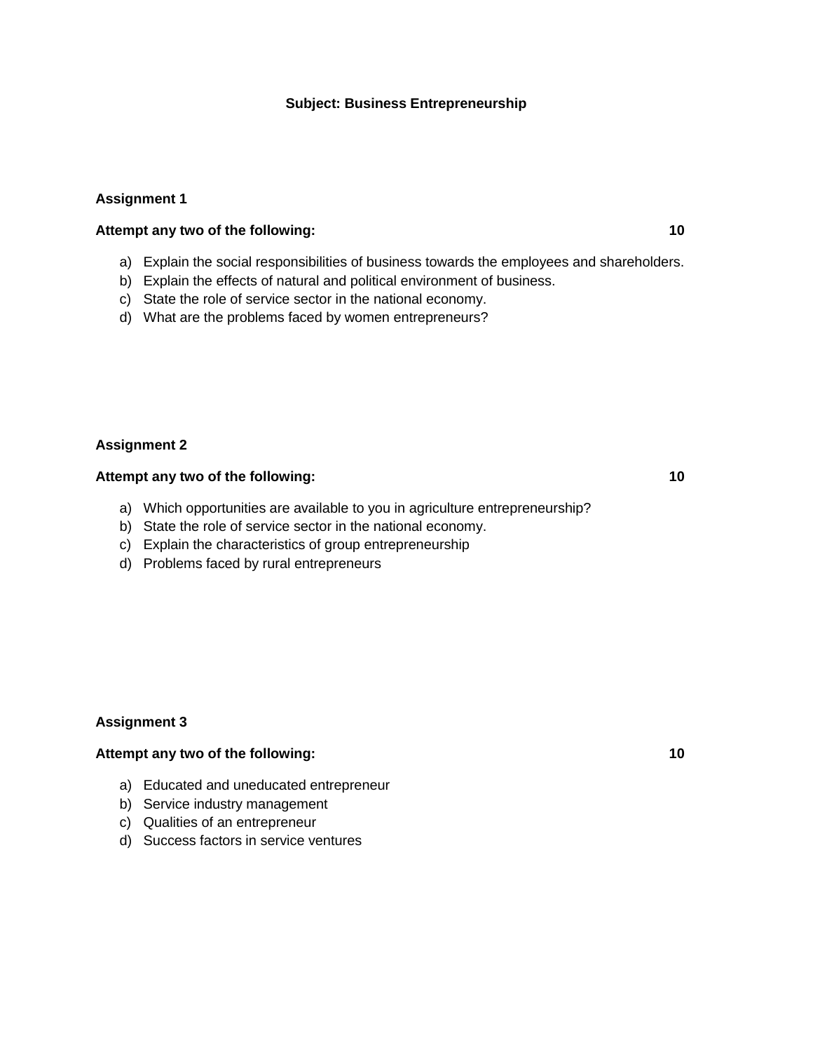**Subject: Business Entrepreneurship**

**Assignment 1**

**Attempt any two of the following: 10**

a) Explain the social responsibilities of business towards the employees and shareholders.
b) Explain the effects of natural and political environment of business.
c) State the role of service sector in the national economy.
d) What are the problems faced by women entrepreneurs?

**Assignment 2**

**Attempt any two of the following: 10**

a) Which opportunities are available to you in agriculture entrepreneurship?
b) State the role of service sector in the national economy.
c) Explain the characteristics of group entrepreneurship
d) Problems faced by rural entrepreneurs

**Assignment 3**

**Attempt any two of the following: 10**

a) Educated and uneducated entrepreneur
b) Service industry management
c) Qualities of an entrepreneur
d) Success factors in service ventures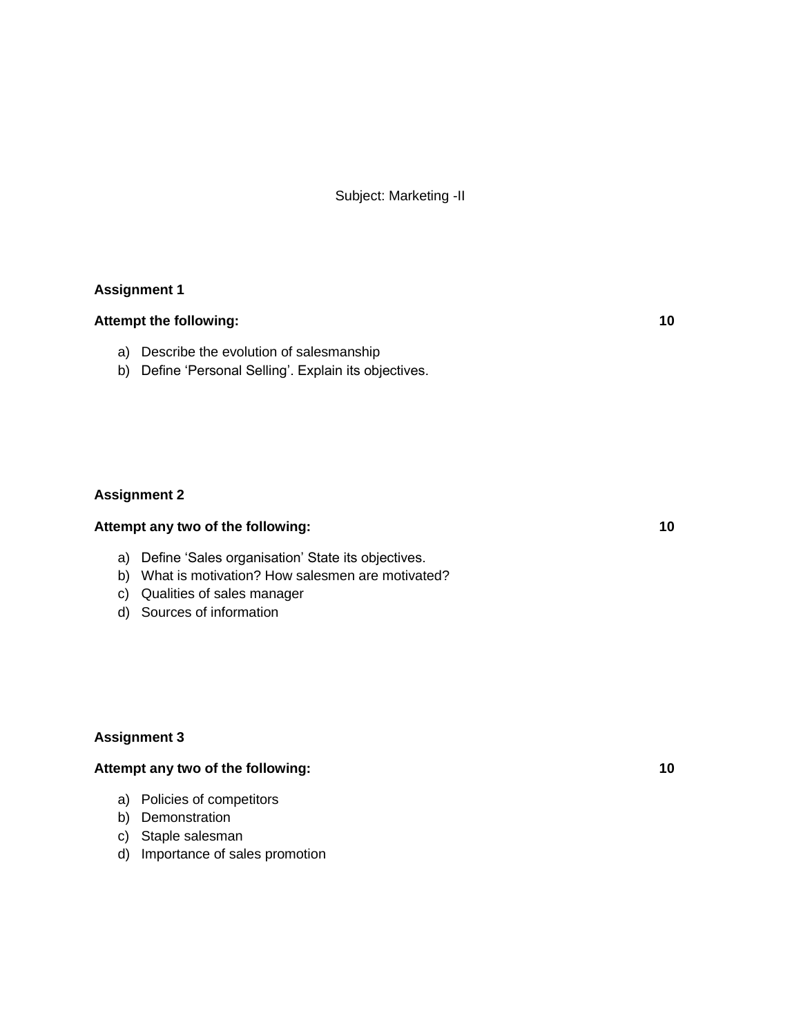Subject: Marketing -II

**Assignment 1**

**Attempt the following:** **10**

a) Describe the evolution of salesmanship
b) Define 'Personal Selling'. Explain its objectives.

**Assignment 2**

**Attempt any two of the following:** **10**

a) Define 'Sales organisation' State its objectives.
b) What is motivation? How salesmen are motivated?
c) Qualities of sales manager
d) Sources of information

**Assignment 3**

**Attempt any two of the following:** **10**

a) Policies of competitors
b) Demonstration
c) Staple salesman
d) Importance of sales promotion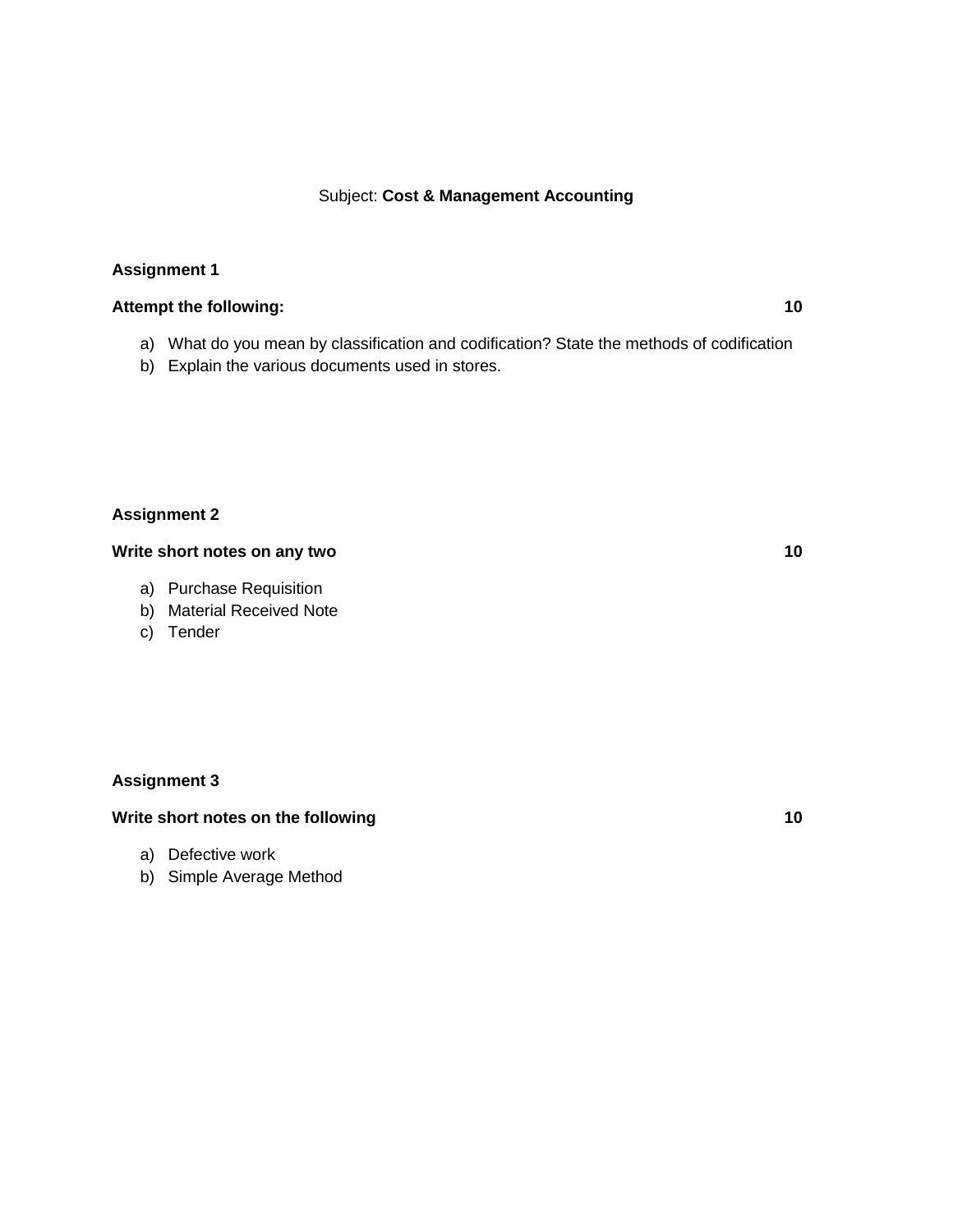Subject: **Cost & Management Accounting**

**Assignment 1**

**Attempt the following:** **10**

a) What do you mean by classification and codification? State the methods of codification
b) Explain the various documents used in stores.

**Assignment 2**

**Write short notes on any two** **10**

a) Purchase Requisition
b) Material Received Note
c) Tender

**Assignment 3**

**Write short notes on the following** **10**

a) Defective work
b) Simple Average Method